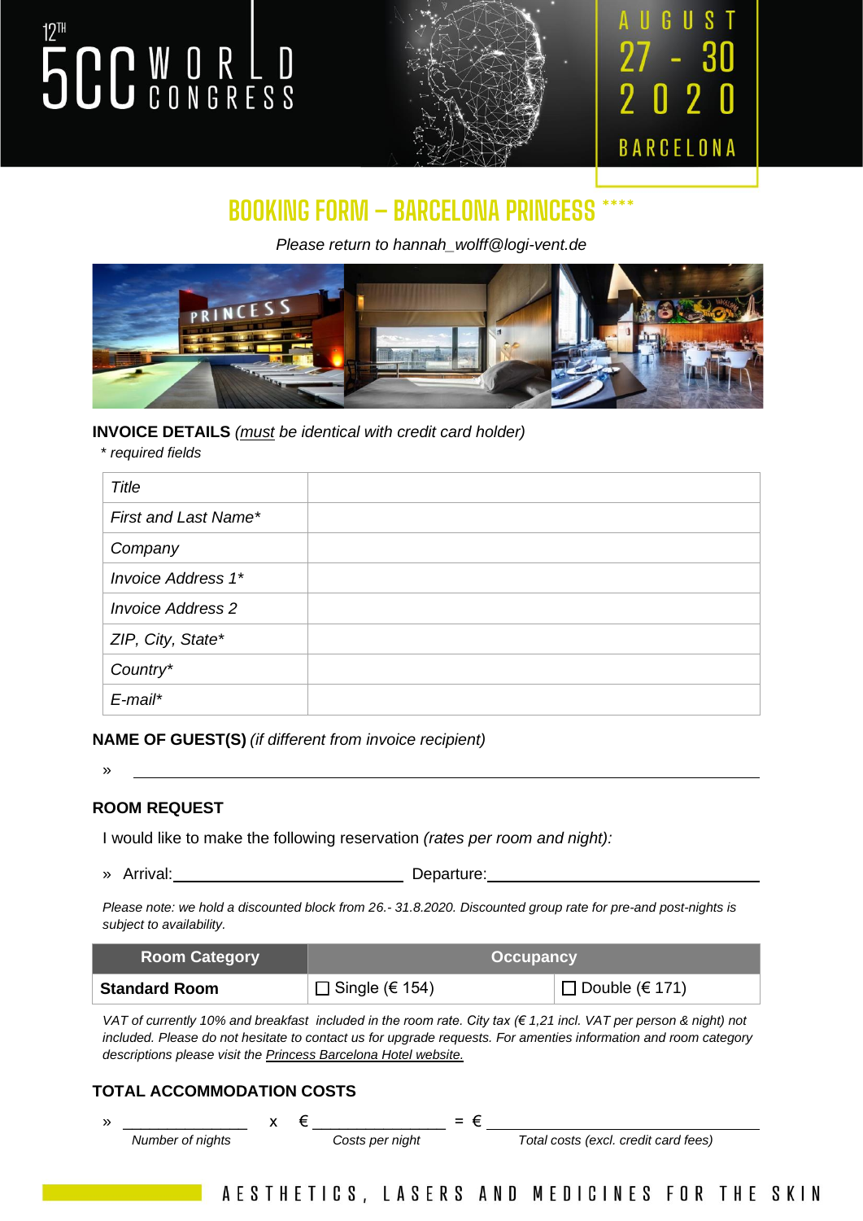12TH 5CC WORLD CONGRESS

AUGUST 27 - 30 2020 BARCELONA

# BOOKING FORM – BARCELONA PRINCESS ****

*Please return to hannah_wolff@logi-vent.de*

**INVOICE DETAILS** *(must be identical with credit card holder)*

*\* required fields*

| | |
|---|---|
| *Title* | |
| *First and Last Name\** | |
| *Company* | |
| *Invoice Address 1\** | |
| *Invoice Address 2* | |
| *ZIP, City, State\** | |
| *Country\** | |
| *E-mail\** | |

**NAME OF GUEST(S)** *(if different from invoice recipient)*

» ______________________________

**ROOM REQUEST**

I would like to make the following reservation *(rates per room and night):*

» Arrival: ____________________ Departure: ____________________

*Please note: we hold a discounted block from 26.- 31.8.2020. Discounted group rate for pre-and post-nights is subject to availability.*

| Room Category | Occupancy | |
|---|---|---|
| **Standard Room** | ☐ Single (€ 154) | ☐ Double (€ 171) |

*VAT of currently 10% and breakfast included in the room rate. City tax (€ 1,21 incl. VAT per person & night) not included. Please do not hesitate to contact us for upgrade requests. For amenties information and room category descriptions please visit the Princess Barcelona Hotel website.*

**TOTAL ACCOMMODATION COSTS**

» ____________ x € ____________ = € ____________

*Number of nights* — *Costs per night* — *Total costs (excl. credit card fees)*

AESTHETICS, LASERS AND MEDICINES FOR THE SKIN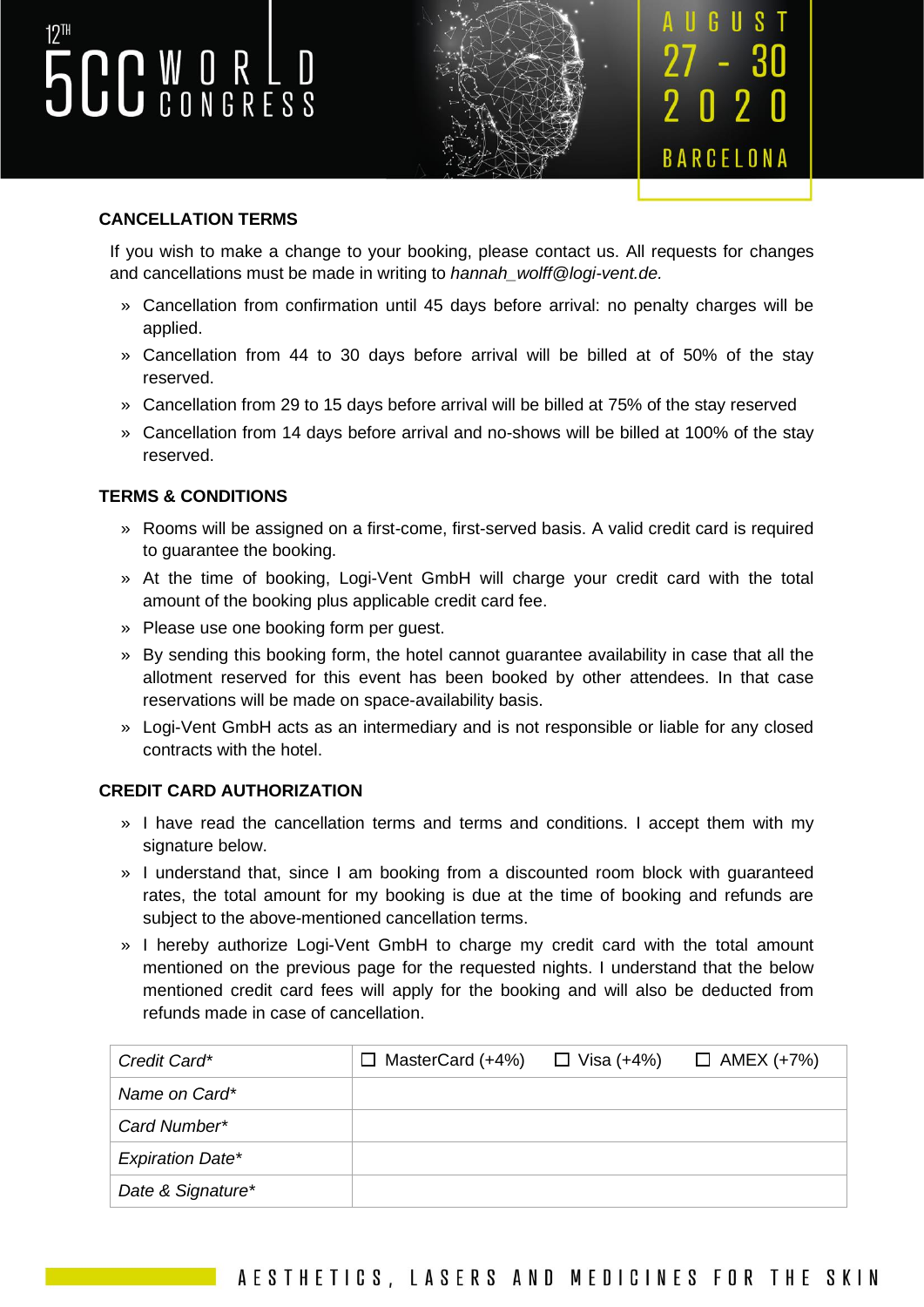## CANCELLATION TERMS

If you wish to make a change to your booking, please contact us. All requests for changes and cancellations must be made in writing to *hannah_wolff@logi-vent.de.*

- Cancellation from confirmation until 45 days before arrival: no penalty charges will be applied.
- Cancellation from 44 to 30 days before arrival will be billed at of 50% of the stay reserved.
- Cancellation from 29 to 15 days before arrival will be billed at 75% of the stay reserved
- Cancellation from 14 days before arrival and no-shows will be billed at 100% of the stay reserved.

## TERMS & CONDITIONS

- Rooms will be assigned on a first-come, first-served basis. A valid credit card is required to guarantee the booking.
- At the time of booking, Logi-Vent GmbH will charge your credit card with the total amount of the booking plus applicable credit card fee.
- Please use one booking form per guest.
- By sending this booking form, the hotel cannot guarantee availability in case that all the allotment reserved for this event has been booked by other attendees. In that case reservations will be made on space-availability basis.
- Logi-Vent GmbH acts as an intermediary and is not responsible or liable for any closed contracts with the hotel.

## CREDIT CARD AUTHORIZATION

- I have read the cancellation terms and terms and conditions. I accept them with my signature below.
- I understand that, since I am booking from a discounted room block with guaranteed rates, the total amount for my booking is due at the time of booking and refunds are subject to the above-mentioned cancellation terms.
- I hereby authorize Logi-Vent GmbH to charge my credit card with the total amount mentioned on the previous page for the requested nights. I understand that the below mentioned credit card fees will apply for the booking and will also be deducted from refunds made in case of cancellation.

| | |
|---|---|
| *Credit Card** | ☐ MasterCard (+4%) ☐ Visa (+4%) ☐ AMEX (+7%) |
| *Name on Card** | |
| *Card Number** | |
| *Expiration Date** | |
| *Date & Signature** | |